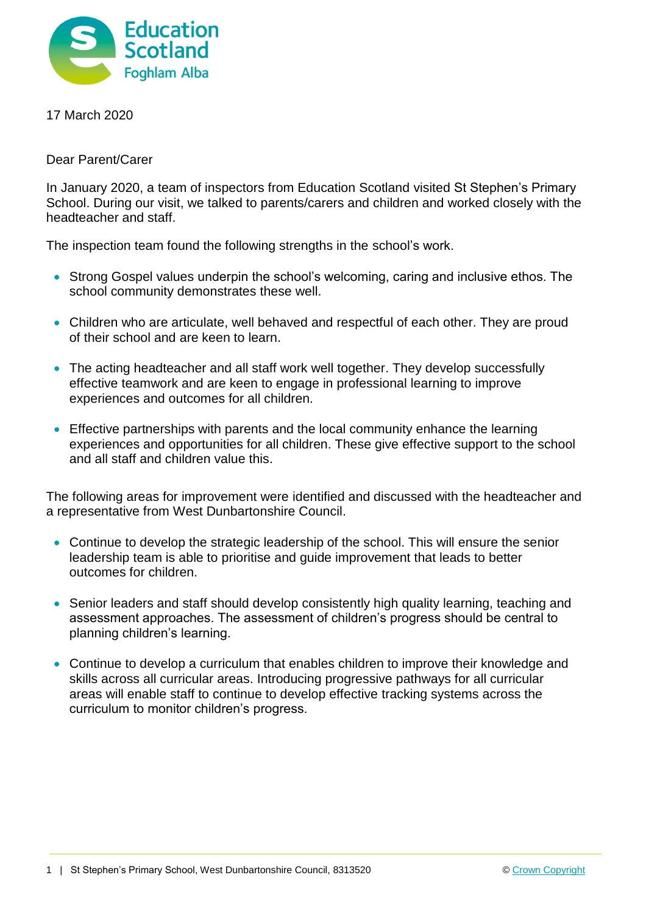Education Scotland
Foghlam Alba

17 March 2020

Dear Parent/Carer

In January 2020, a team of inspectors from Education Scotland visited St Stephen's Primary School. During our visit, we talked to parents/carers and children and worked closely with the headteacher and staff.

The inspection team found the following strengths in the school's work.

- Strong Gospel values underpin the school's welcoming, caring and inclusive ethos. The school community demonstrates these well.
- Children who are articulate, well behaved and respectful of each other. They are proud of their school and are keen to learn.
- The acting headteacher and all staff work well together. They develop successfully effective teamwork and are keen to engage in professional learning to improve experiences and outcomes for all children.
- Effective partnerships with parents and the local community enhance the learning experiences and opportunities for all children. These give effective support to the school and all staff and children value this.

The following areas for improvement were identified and discussed with the headteacher and a representative from West Dunbartonshire Council.

- Continue to develop the strategic leadership of the school. This will ensure the senior leadership team is able to prioritise and guide improvement that leads to better outcomes for children.
- Senior leaders and staff should develop consistently high quality learning, teaching and assessment approaches. The assessment of children's progress should be central to planning children's learning.
- Continue to develop a curriculum that enables children to improve their knowledge and skills across all curricular areas. Introducing progressive pathways for all curricular areas will enable staff to continue to develop effective tracking systems across the curriculum to monitor children's progress.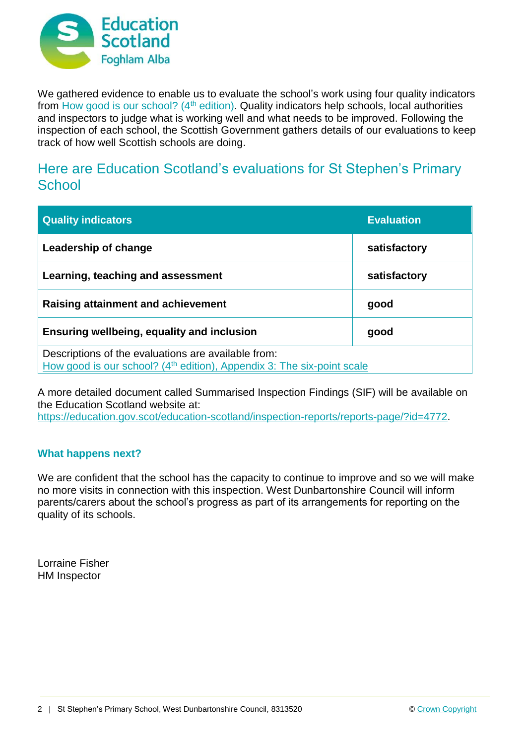We gathered evidence to enable us to evaluate the school's work using four quality indicators from How good is our school? (4th edition). Quality indicators help schools, local authorities and inspectors to judge what is working well and what needs to be improved. Following the inspection of each school, the Scottish Government gathers details of our evaluations to keep track of how well Scottish schools are doing.

## Here are Education Scotland's evaluations for St Stephen's Primary School

| Quality indicators | Evaluation |
|---|---|
| **Leadership of change** | **satisfactory** |
| **Learning, teaching and assessment** | **satisfactory** |
| **Raising attainment and achievement** | **good** |
| **Ensuring wellbeing, equality and inclusion** | **good** |
| Descriptions of the evaluations are available from: How good is our school? (4th edition), Appendix 3: The six-point scale | |

A more detailed document called Summarised Inspection Findings (SIF) will be available on the Education Scotland website at: https://education.gov.scot/education-scotland/inspection-reports/reports-page/?id=4772.

### What happens next?

We are confident that the school has the capacity to continue to improve and so we will make no more visits in connection with this inspection. West Dunbartonshire Council will inform parents/carers about the school's progress as part of its arrangements for reporting on the quality of its schools.

Lorraine Fisher
HM Inspector